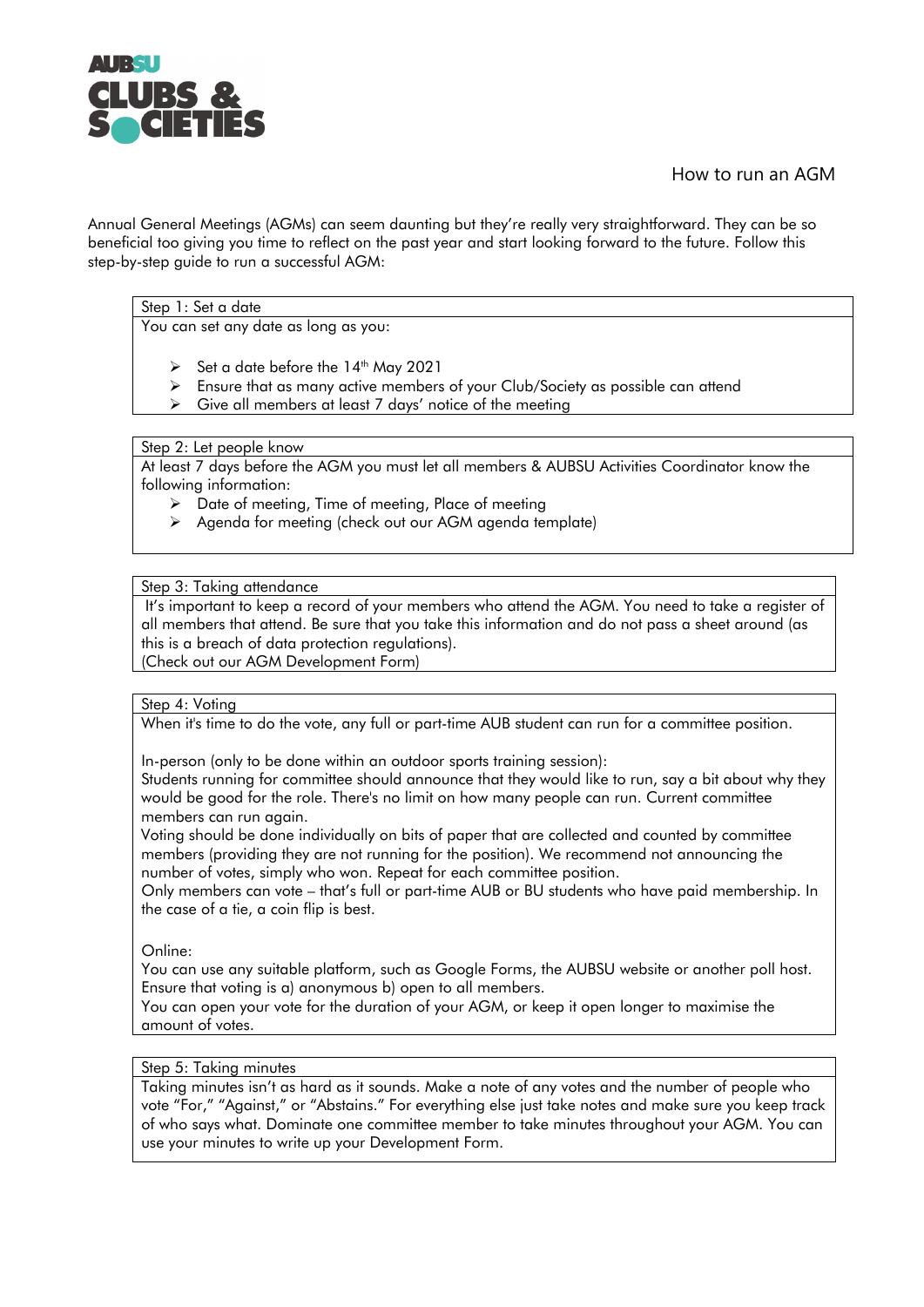AUBSU CLUBS & SOCIETIES

# How to run an AGM

Annual General Meetings (AGMs) can seem daunting but they're really very straightforward. They can be so beneficial too giving you time to reflect on the past year and start looking forward to the future. Follow this step-by-step guide to run a successful AGM:

## Step 1: Set a date

You can set any date as long as you:

- Set a date before the 14th May 2021
- Ensure that as many active members of your Club/Society as possible can attend
- Give all members at least 7 days' notice of the meeting

## Step 2: Let people know

At least 7 days before the AGM you must let all members & AUBSU Activities Coordinator know the following information:

- Date of meeting, Time of meeting, Place of meeting
- Agenda for meeting (check out our AGM agenda template)

## Step 3: Taking attendance

It's important to keep a record of your members who attend the AGM. You need to take a register of all members that attend. Be sure that you take this information and do not pass a sheet around (as this is a breach of data protection regulations).
(Check out our AGM Development Form)

## Step 4: Voting

When it's time to do the vote, any full or part-time AUB student can run for a committee position.

In-person (only to be done within an outdoor sports training session):
Students running for committee should announce that they would like to run, say a bit about why they would be good for the role. There's no limit on how many people can run. Current committee members can run again.
Voting should be done individually on bits of paper that are collected and counted by committee members (providing they are not running for the position). We recommend not announcing the number of votes, simply who won. Repeat for each committee position.
Only members can vote – that's full or part-time AUB or BU students who have paid membership. In the case of a tie, a coin flip is best.

Online:
You can use any suitable platform, such as Google Forms, the AUBSU website or another poll host. Ensure that voting is a) anonymous b) open to all members.
You can open your vote for the duration of your AGM, or keep it open longer to maximise the amount of votes.

## Step 5: Taking minutes

Taking minutes isn't as hard as it sounds. Make a note of any votes and the number of people who vote "For," "Against," or "Abstains." For everything else just take notes and make sure you keep track of who says what. Dominate one committee member to take minutes throughout your AGM. You can use your minutes to write up your Development Form.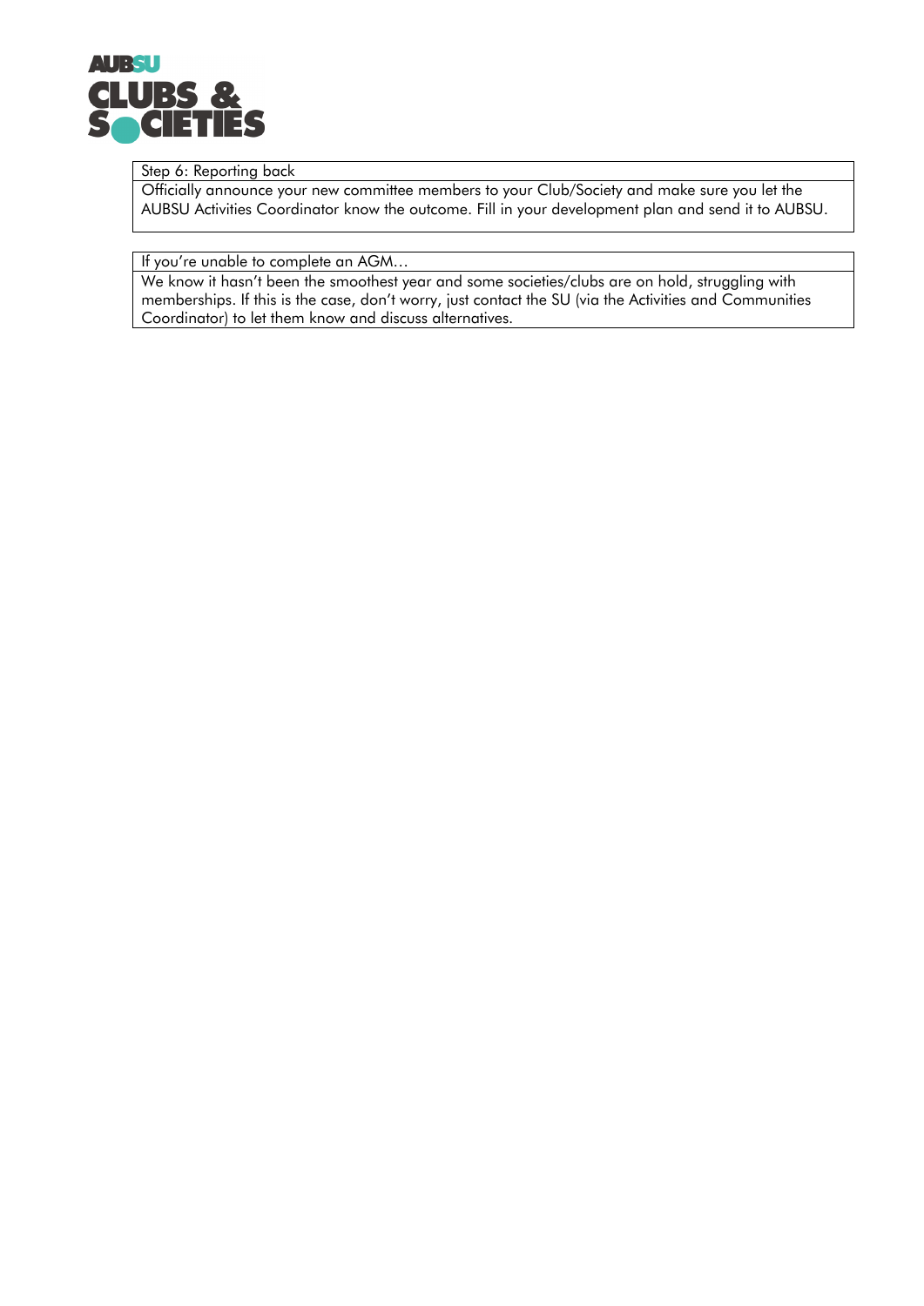| Step 6: Reporting back |
| --- |
| Officially announce your new committee members to your Club/Society and make sure you let the AUBSU Activities Coordinator know the outcome. Fill in your development plan and send it to AUBSU. |

| If you're unable to complete an AGM… |
| --- |
| We know it hasn't been the smoothest year and some societies/clubs are on hold, struggling with memberships. If this is the case, don't worry, just contact the SU (via the Activities and Communities Coordinator) to let them know and discuss alternatives. |